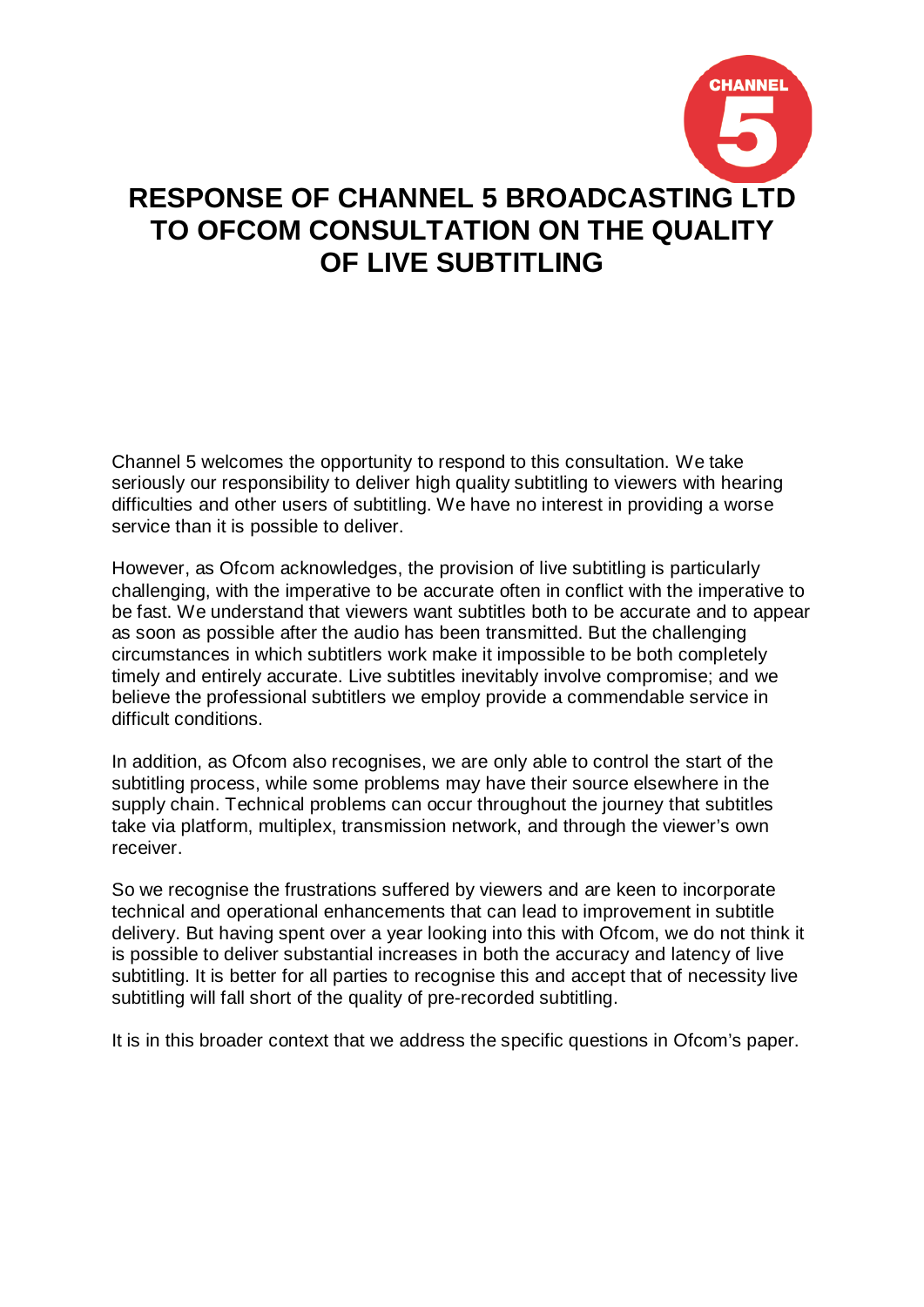# RESPONSE OF CHANNEL 5 BROADCASTING LTD TO OFCOM CONSULTATION ON THE QUALITY OF LIVE SUBTITLING

Channel 5 welcomes the opportunity to respond to this consultation. We take seriously our responsibility to deliver high quality subtitling to viewers with hearing difficulties and other users of subtitling. We have no interest in providing a worse service than it is possible to deliver.

However, as Ofcom acknowledges, the provision of live subtitling is particularly challenging, with the imperative to be accurate often in conflict with the imperative to be fast. We understand that viewers want subtitles both to be accurate and to appear as soon as possible after the audio has been transmitted. But the challenging circumstances in which subtitlers work make it impossible to be both completely timely and entirely accurate. Live subtitles inevitably involve compromise; and we believe the professional subtitlers we employ provide a commendable service in difficult conditions.

In addition, as Ofcom also recognises, we are only able to control the start of the subtitling process, while some problems may have their source elsewhere in the supply chain. Technical problems can occur throughout the journey that subtitles take via platform, multiplex, transmission network, and through the viewer's own receiver.

So we recognise the frustrations suffered by viewers and are keen to incorporate technical and operational enhancements that can lead to improvement in subtitle delivery. But having spent over a year looking into this with Ofcom, we do not think it is possible to deliver substantial increases in both the accuracy and latency of live subtitling. It is better for all parties to recognise this and accept that of necessity live subtitling will fall short of the quality of pre-recorded subtitling.

It is in this broader context that we address the specific questions in Ofcom's paper.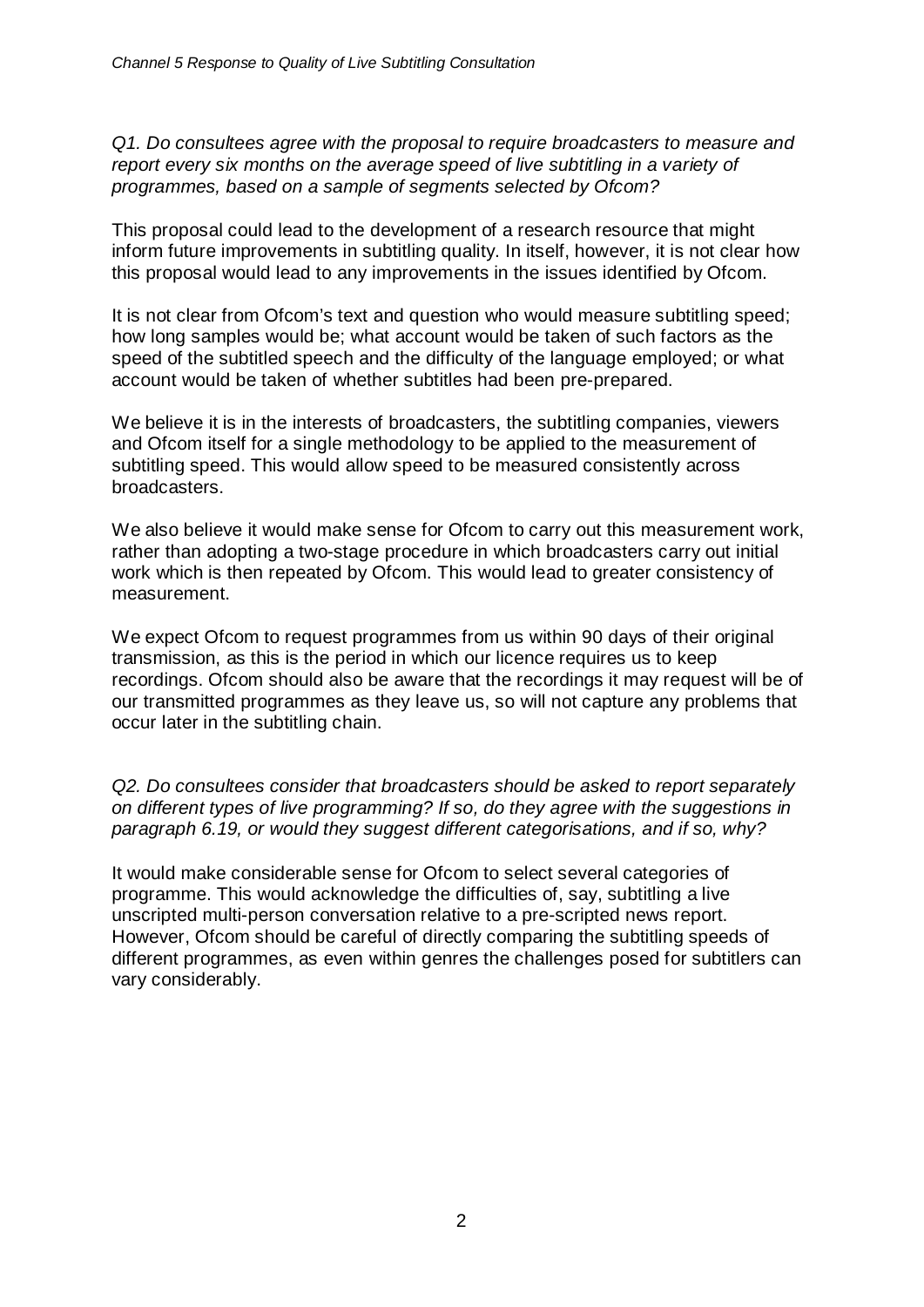*Q1. Do consultees agree with the proposal to require broadcasters to measure and report every six months on the average speed of live subtitling in a variety of programmes, based on a sample of segments selected by Ofcom?*

This proposal could lead to the development of a research resource that might inform future improvements in subtitling quality. In itself, however, it is not clear how this proposal would lead to any improvements in the issues identified by Ofcom.

It is not clear from Ofcom's text and question who would measure subtitling speed; how long samples would be; what account would be taken of such factors as the speed of the subtitled speech and the difficulty of the language employed; or what account would be taken of whether subtitles had been pre-prepared.

We believe it is in the interests of broadcasters, the subtitling companies, viewers and Ofcom itself for a single methodology to be applied to the measurement of subtitling speed. This would allow speed to be measured consistently across broadcasters.

We also believe it would make sense for Ofcom to carry out this measurement work, rather than adopting a two-stage procedure in which broadcasters carry out initial work which is then repeated by Ofcom. This would lead to greater consistency of measurement.

We expect Ofcom to request programmes from us within 90 days of their original transmission, as this is the period in which our licence requires us to keep recordings. Ofcom should also be aware that the recordings it may request will be of our transmitted programmes as they leave us, so will not capture any problems that occur later in the subtitling chain.

*Q2. Do consultees consider that broadcasters should be asked to report separately on different types of live programming? If so, do they agree with the suggestions in paragraph 6.19, or would they suggest different categorisations, and if so, why?*

It would make considerable sense for Ofcom to select several categories of programme. This would acknowledge the difficulties of, say, subtitling a live unscripted multi-person conversation relative to a pre-scripted news report. However, Ofcom should be careful of directly comparing the subtitling speeds of different programmes, as even within genres the challenges posed for subtitlers can vary considerably.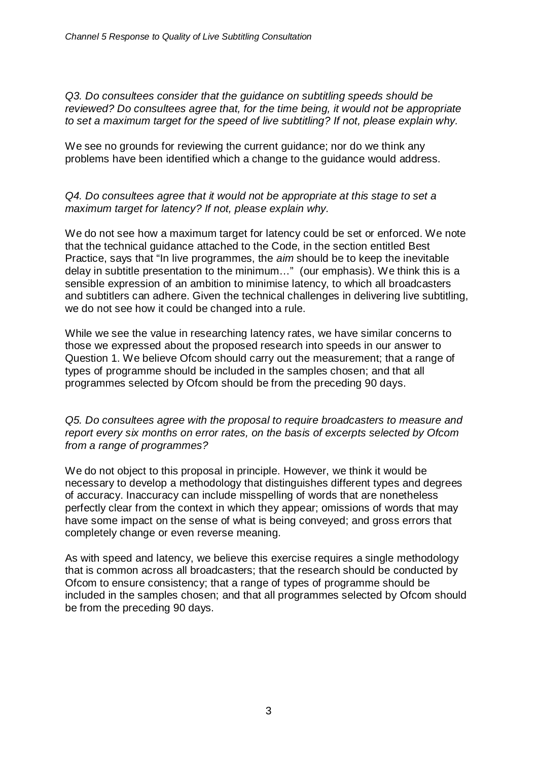*Q3. Do consultees consider that the guidance on subtitling speeds should be reviewed? Do consultees agree that, for the time being, it would not be appropriate to set a maximum target for the speed of live subtitling? If not, please explain why.*

We see no grounds for reviewing the current guidance; nor do we think any problems have been identified which a change to the guidance would address.

*Q4. Do consultees agree that it would not be appropriate at this stage to set a maximum target for latency? If not, please explain why.*

We do not see how a maximum target for latency could be set or enforced. We note that the technical guidance attached to the Code, in the section entitled Best Practice, says that "In live programmes, the *aim* should be to keep the inevitable delay in subtitle presentation to the minimum…" (our emphasis). We think this is a sensible expression of an ambition to minimise latency, to which all broadcasters and subtitlers can adhere. Given the technical challenges in delivering live subtitling, we do not see how it could be changed into a rule.

While we see the value in researching latency rates, we have similar concerns to those we expressed about the proposed research into speeds in our answer to Question 1. We believe Ofcom should carry out the measurement; that a range of types of programme should be included in the samples chosen; and that all programmes selected by Ofcom should be from the preceding 90 days.

*Q5. Do consultees agree with the proposal to require broadcasters to measure and report every six months on error rates, on the basis of excerpts selected by Ofcom from a range of programmes?*

We do not object to this proposal in principle. However, we think it would be necessary to develop a methodology that distinguishes different types and degrees of accuracy. Inaccuracy can include misspelling of words that are nonetheless perfectly clear from the context in which they appear; omissions of words that may have some impact on the sense of what is being conveyed; and gross errors that completely change or even reverse meaning.

As with speed and latency, we believe this exercise requires a single methodology that is common across all broadcasters; that the research should be conducted by Ofcom to ensure consistency; that a range of types of programme should be included in the samples chosen; and that all programmes selected by Ofcom should be from the preceding 90 days.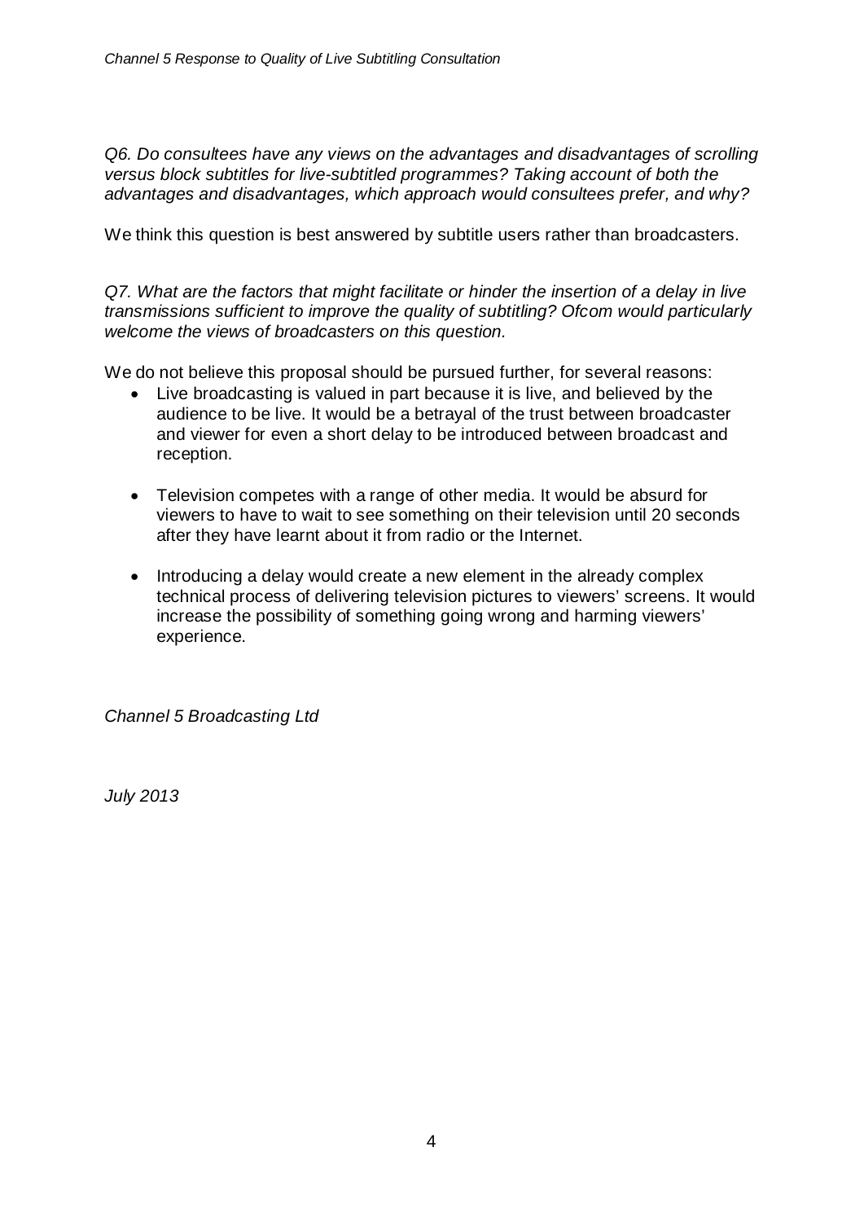*Q6. Do consultees have any views on the advantages and disadvantages of scrolling versus block subtitles for live-subtitled programmes? Taking account of both the advantages and disadvantages, which approach would consultees prefer, and why?*

We think this question is best answered by subtitle users rather than broadcasters.

*Q7. What are the factors that might facilitate or hinder the insertion of a delay in live transmissions sufficient to improve the quality of subtitling? Ofcom would particularly welcome the views of broadcasters on this question.*

We do not believe this proposal should be pursued further, for several reasons:

- Live broadcasting is valued in part because it is live, and believed by the audience to be live. It would be a betrayal of the trust between broadcaster and viewer for even a short delay to be introduced between broadcast and reception.
- Television competes with a range of other media. It would be absurd for viewers to have to wait to see something on their television until 20 seconds after they have learnt about it from radio or the Internet.
- Introducing a delay would create a new element in the already complex technical process of delivering television pictures to viewers' screens. It would increase the possibility of something going wrong and harming viewers' experience.

*Channel 5 Broadcasting Ltd*

*July 2013*